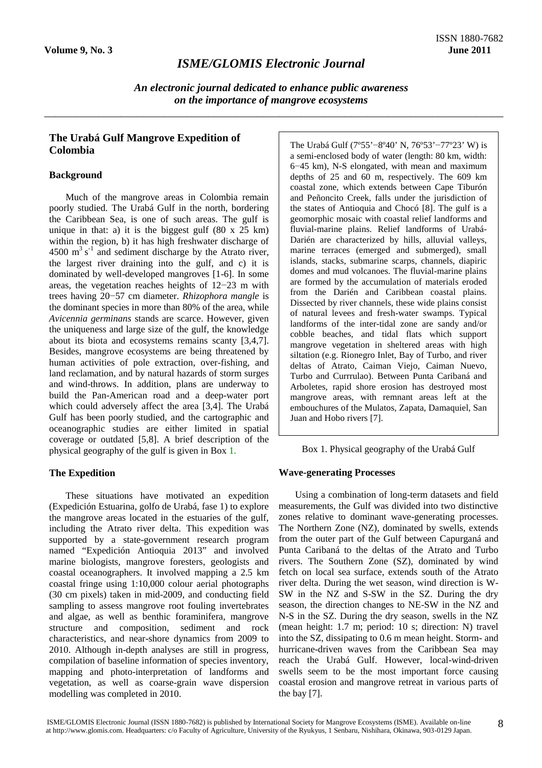# ISME/GLOMIS Electronic Journal

*An electronic journal dedicated to enhance public awareness on the importance of mangrove ecosystems*

## The Urabá Gulf Mangrove Expedition of Colombia

### Background

Much of the mangrove areas in Colombia remain poorly studied. The Urabá Gulf in the north, bordering the Caribbean Sea, is one of such areas. The gulf is unique in that: a) it is the biggest gulf (80 x 25 km) within the region, b) it has high freshwater discharge of 4500 $m^3 s^{-1}$ and sediment discharge by the Atrato river, the largest river draining into the gulf, and c) it is dominated by well-developed mangroves [1-6]. In some areas, the vegetation reaches heights of 12−23 m with trees having 20−57 cm diameter. *Rhizophora mangle* is the dominant species in more than 80% of the area, while *Avicennia germinans* stands are scarce. However, given the uniqueness and large size of the gulf, the knowledge about its biota and ecosystems remains scanty [3,4,7]. Besides, mangrove ecosystems are being threatened by human activities of pole extraction, over-fishing, and land reclamation, and by natural hazards of storm surges and wind-throws. In addition, plans are underway to build the Pan-American road and a deep-water port which could adversely affect the area [3,4]. The Urabá Gulf has been poorly studied, and the cartographic and oceanographic studies are either limited in spatial coverage or outdated [5,8]. A brief description of the physical geography of the gulf is given in Box 1.

### The Expedition

These situations have motivated an expedition (Expedición Estuarina, golfo de Urabá, fase 1) to explore the mangrove areas located in the estuaries of the gulf, including the Atrato river delta. This expedition was supported by a state-government research program named "Expedición Antioquia 2013" and involved marine biologists, mangrove foresters, geologists and coastal oceanographers. It involved mapping a 2.5 km coastal fringe using 1:10,000 colour aerial photographs (30 cm pixels) taken in mid-2009, and conducting field sampling to assess mangrove root fouling invertebrates and algae, as well as benthic foraminifera, mangrove structure and composition, sediment and rock characteristics, and near-shore dynamics from 2009 to 2010. Although in-depth analyses are still in progress, compilation of baseline information of species inventory, mapping and photo-interpretation of landforms and vegetation, as well as coarse-grain wave dispersion modelling was completed in 2010.

> The Urabá Gulf (7º55'−8º40' N, 76º53'−77º23' W) is a semi-enclosed body of water (length: 80 km, width: 6−45 km), N-S elongated, with mean and maximum depths of 25 and 60 m, respectively. The 609 km coastal zone, which extends between Cape Tiburón and Peñoncito Creek, falls under the jurisdiction of the states of Antioquia and Chocó [8]. The gulf is a geomorphic mosaic with coastal relief landforms and fluvial-marine plains. Relief landforms of Urabá-Darién are characterized by hills, alluvial valleys, marine terraces (emerged and submerged), small islands, stacks, submarine scarps, channels, diapiric domes and mud volcanoes. The fluvial-marine plains are formed by the accumulation of materials eroded from the Darién and Caribbean coastal plains. Dissected by river channels, these wide plains consist of natural levees and fresh-water swamps. Typical landforms of the inter-tidal zone are sandy and/or cobble beaches, and tidal flats which support mangrove vegetation in sheltered areas with high siltation (e.g. Rionegro Inlet, Bay of Turbo, and river deltas of Atrato, Caiman Viejo, Caiman Nuevo, Turbo and Currrulao). Between Punta Caribaná and Arboletes, rapid shore erosion has destroyed most mangrove areas, with remnant areas left at the embouchures of the Mulatos, Zapata, Damaquiel, San Juan and Hobo rivers [7].

Box 1. Physical geography of the Urabá Gulf

### Wave-generating Processes

Using a combination of long-term datasets and field measurements, the Gulf was divided into two distinctive zones relative to dominant wave-generating processes. The Northern Zone (NZ), dominated by swells, extends from the outer part of the Gulf between Capurganá and Punta Caribaná to the deltas of the Atrato and Turbo rivers. The Southern Zone (SZ), dominated by wind fetch on local sea surface, extends south of the Atrato river delta. During the wet season, wind direction is W-SW in the NZ and S-SW in the SZ. During the dry season, the direction changes to NE-SW in the NZ and N-S in the SZ. During the dry season, swells in the NZ (mean height: 1.7 m; period: 10 s; direction: N) travel into the SZ, dissipating to 0.6 m mean height. Storm- and hurricane-driven waves from the Caribbean Sea may reach the Urabá Gulf. However, local-wind-driven swells seem to be the most important force causing coastal erosion and mangrove retreat in various parts of the bay [7].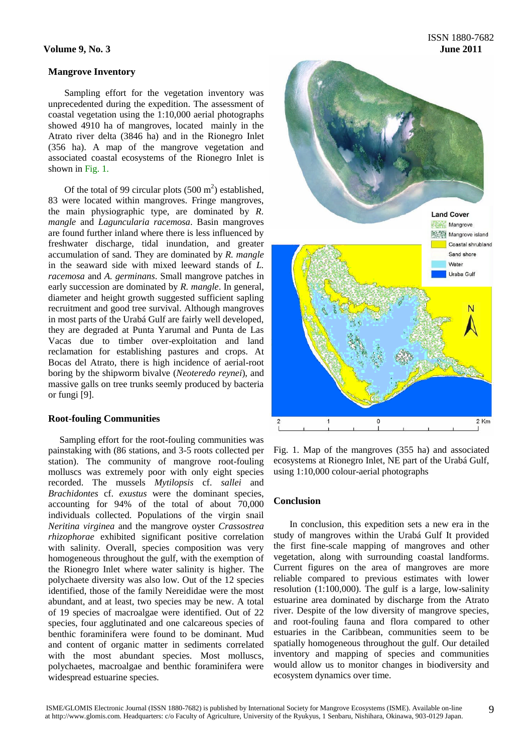## Mangrove Inventory

Sampling effort for the vegetation inventory was unprecedented during the expedition. The assessment of coastal vegetation using the 1:10,000 aerial photographs showed 4910 ha of mangroves, located mainly in the Atrato river delta (3846 ha) and in the Rionegro Inlet (356 ha). A map of the mangrove vegetation and associated coastal ecosystems of the Rionegro Inlet is shown in Fig. 1.

Of the total of 99 circular plots (500 $m^2$) established, 83 were located within mangroves. Fringe mangroves, the main physiographic type, are dominated by *R. mangle* and *Laguncularia racemosa*. Basin mangroves are found further inland where there is less influenced by freshwater discharge, tidal inundation, and greater accumulation of sand. They are dominated by *R. mangle* in the seaward side with mixed leeward stands of *L. racemosa* and *A. germinans*. Small mangrove patches in early succession are dominated by *R. mangle*. In general, diameter and height growth suggested sufficient sapling recruitment and good tree survival. Although mangroves in most parts of the Urabá Gulf are fairly well developed, they are degraded at Punta Yarumal and Punta de Las Vacas due to timber over-exploitation and land reclamation for establishing pastures and crops. At Bocas del Atrato, there is high incidence of aerial-root boring by the shipworm bivalve (*Neoteredo reynei*), and massive galls on tree trunks seemly produced by bacteria or fungi [9].

## Root-fouling Communities

Sampling effort for the root-fouling communities was painstaking with (86 stations, and 3-5 roots collected per station). The community of mangrove root-fouling molluscs was extremely poor with only eight species recorded. The mussels *Mytilopsis* cf. *sallei* and *Brachidontes* cf. *exustus* were the dominant species, accounting for 94% of the total of about 70,000 individuals collected. Populations of the virgin snail *Neritina virginea* and the mangrove oyster *Crassostrea rhizophorae* exhibited significant positive correlation with salinity. Overall, species composition was very homogeneous throughout the gulf, with the exemption of the Rionegro Inlet where water salinity is higher. The polychaete diversity was also low. Out of the 12 species identified, those of the family Nereididae were the most abundant, and at least, two species may be new. A total of 19 species of macroalgae were identified. Out of 22 species, four agglutinated and one calcareous species of benthic foraminifera were found to be dominant. Mud and content of organic matter in sediments correlated with the most abundant species. Most molluscs, polychaetes, macroalgae and benthic foraminifera were widespread estuarine species.

Fig. 1. Map of the mangroves (355 ha) and associated ecosystems at Rionegro Inlet, NE part of the Urabá Gulf, using 1:10,000 colour-aerial photographs

## Conclusion

In conclusion, this expedition sets a new era in the study of mangroves within the Urabá Gulf It provided the first fine-scale mapping of mangroves and other vegetation, along with surrounding coastal landforms. Current figures on the area of mangroves are more reliable compared to previous estimates with lower resolution (1:100,000). The gulf is a large, low-salinity estuarine area dominated by discharge from the Atrato river. Despite of the low diversity of mangrove species, and root-fouling fauna and flora compared to other estuaries in the Caribbean, communities seem to be spatially homogeneous throughout the gulf. Our detailed inventory and mapping of species and communities would allow us to monitor changes in biodiversity and ecosystem dynamics over time.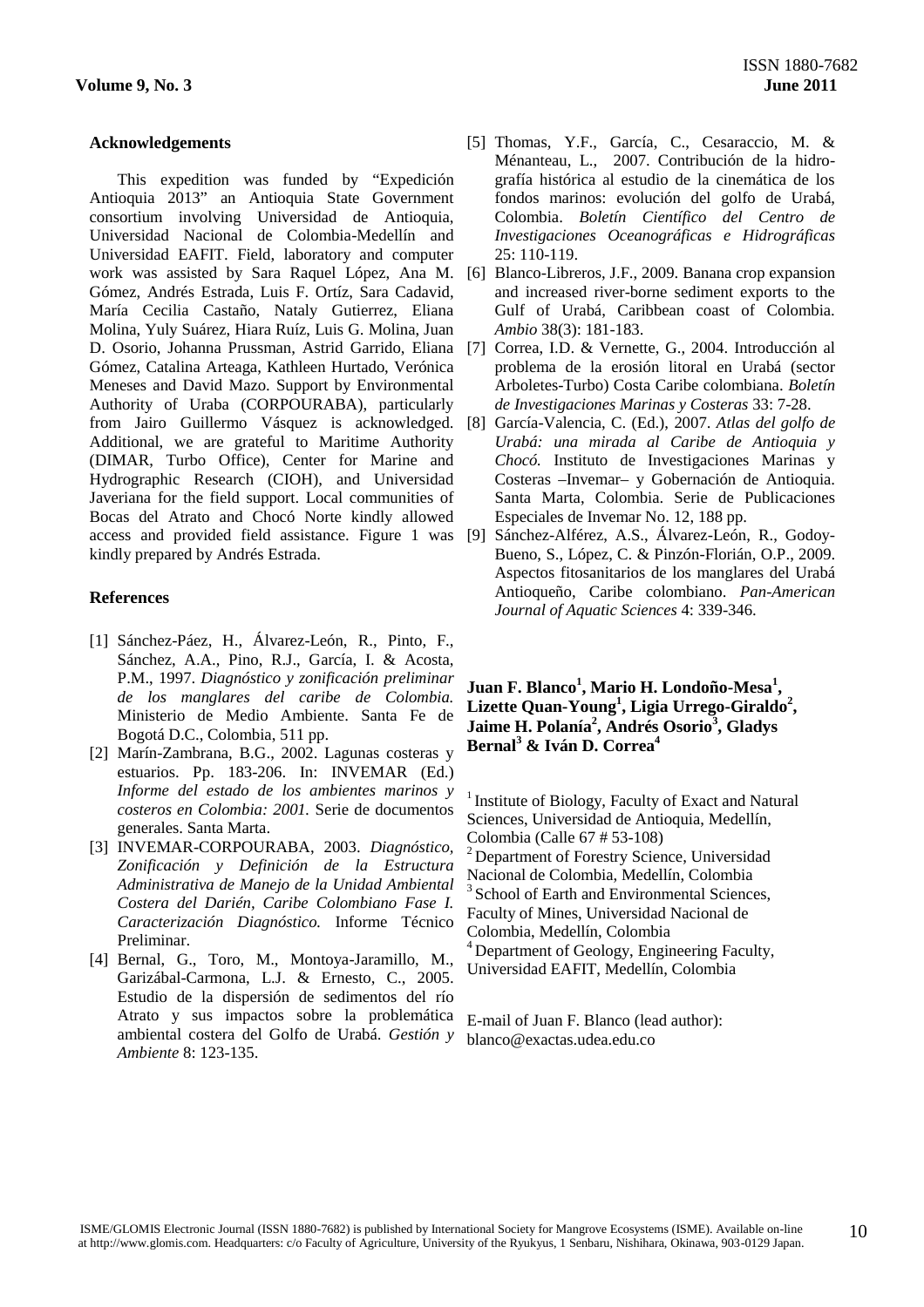## Acknowledgements

This expedition was funded by "Expedición Antioquia 2013" an Antioquia State Government consortium involving Universidad de Antioquia, Universidad Nacional de Colombia-Medellín and Universidad EAFIT. Field, laboratory and computer work was assisted by Sara Raquel López, Ana M. Gómez, Andrés Estrada, Luis F. Ortíz, Sara Cadavid, María Cecilia Castaño, Nataly Gutierrez, Eliana Molina, Yuly Suárez, Hiara Ruíz, Luis G. Molina, Juan D. Osorio, Johanna Prussman, Astrid Garrido, Eliana Gómez, Catalina Arteaga, Kathleen Hurtado, Verónica Meneses and David Mazo. Support by Environmental Authority of Uraba (CORPOURABA), particularly from Jairo Guillermo Vásquez is acknowledged. Additional, we are grateful to Maritime Authority (DIMAR, Turbo Office), Center for Marine and Hydrographic Research (CIOH), and Universidad Javeriana for the field support. Local communities of Bocas del Atrato and Chocó Norte kindly allowed access and provided field assistance. Figure 1 was kindly prepared by Andrés Estrada.

## References

[1] Sánchez-Páez, H., Álvarez-León, R., Pinto, F., Sánchez, A.A., Pino, R.J., García, I. & Acosta, P.M., 1997. *Diagnóstico y zonificación preliminar de los manglares del caribe de Colombia.* Ministerio de Medio Ambiente. Santa Fe de Bogotá D.C., Colombia, 511 pp.

[2] Marín-Zambrana, B.G., 2002. Lagunas costeras y estuarios. Pp. 183-206. In: INVEMAR (Ed.) *Informe del estado de los ambientes marinos y costeros en Colombia: 2001.* Serie de documentos generales. Santa Marta.

[3] INVEMAR-CORPOURABA, 2003. *Diagnóstico, Zonificación y Definición de la Estructura Administrativa de Manejo de la Unidad Ambiental Costera del Darién, Caribe Colombiano Fase I. Caracterización Diagnóstico.* Informe Técnico Preliminar.

[4] Bernal, G., Toro, M., Montoya-Jaramillo, M., Garizábal-Carmona, L.J. & Ernesto, C., 2005. Estudio de la dispersión de sedimentos del río Atrato y sus impactos sobre la problemática ambiental costera del Golfo de Urabá. *Gestión y Ambiente* 8: 123-135.

[5] Thomas, Y.F., García, C., Cesaraccio, M. & Ménanteau, L., 2007. Contribución de la hidrografía histórica al estudio de la cinemática de los fondos marinos: evolución del golfo de Urabá, Colombia. *Boletín Científico del Centro de Investigaciones Oceanográficas e Hidrográficas* 25: 110-119.

[6] Blanco-Libreros, J.F., 2009. Banana crop expansion and increased river-borne sediment exports to the Gulf of Urabá, Caribbean coast of Colombia. *Ambio* 38(3): 181-183.

[7] Correa, I.D. & Vernette, G., 2004. Introducción al problema de la erosión litoral en Urabá (sector Arboletes-Turbo) Costa Caribe colombiana. *Boletín de Investigaciones Marinas y Costeras* 33: 7-28.

[8] García-Valencia, C. (Ed.), 2007. *Atlas del golfo de Urabá: una mirada al Caribe de Antioquia y Chocó.* Instituto de Investigaciones Marinas y Costeras –Invemar– y Gobernación de Antioquia. Santa Marta, Colombia. Serie de Publicaciones Especiales de Invemar No. 12, 188 pp.

[9] Sánchez-Alférez, A.S., Álvarez-León, R., Godoy-Bueno, S., López, C. & Pinzón-Florián, O.P., 2009. Aspectos fitosanitarios de los manglares del Urabá Antioqueño, Caribe colombiano. *Pan-American Journal of Aquatic Sciences* 4: 339-346.

**Juan F. Blanco[1], Mario H. Londoño-Mesa[1], Lizette Quan-Young[1], Ligia Urrego-Giraldo[2], Jaime H. Polanía[2], Andrés Osorio[3], Gladys Bernal[3] & Iván D. Correa[4]**

[1] Institute of Biology, Faculty of Exact and Natural Sciences, Universidad de Antioquia, Medellín, Colombia (Calle 67 # 53-108)
[2] Department of Forestry Science, Universidad Nacional de Colombia, Medellín, Colombia
[3] School of Earth and Environmental Sciences, Faculty of Mines, Universidad Nacional de Colombia, Medellín, Colombia
[4] Department of Geology, Engineering Faculty, Universidad EAFIT, Medellín, Colombia

E-mail of Juan F. Blanco (lead author): blanco@exactas.udea.edu.co